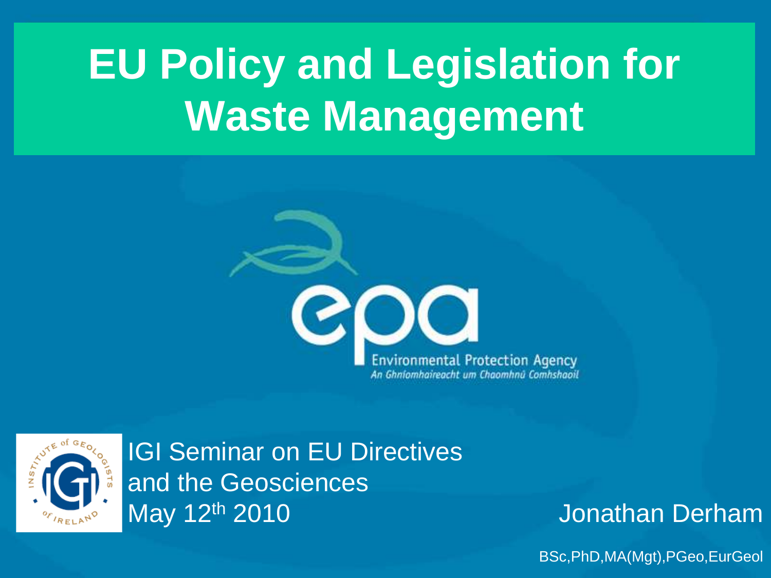# EU Policy and Legislation for Waste Management

Environmental Protection Agency

An Ghníomhaireacht um Chaomhnú Comhshaoil

IGI Seminar on EU Directives and the Geosciences

May 12th 2010

Jonathan Derham

BSc,PhD,MA(Mgt),PGeo,EurGeol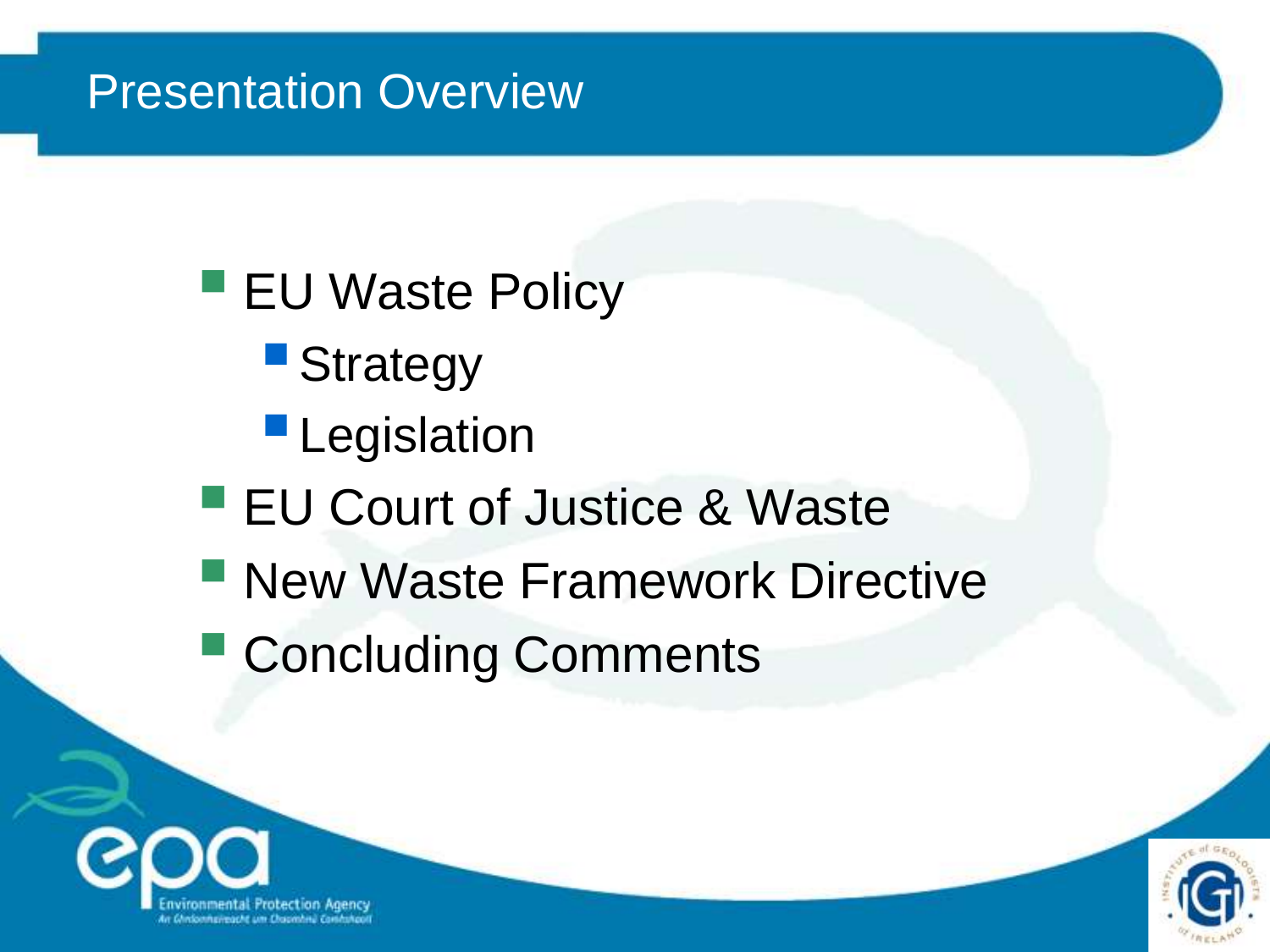# Presentation Overview

- EU Waste Policy
  - Strategy
  - Legislation
- EU Court of Justice & Waste
- New Waste Framework Directive
- Concluding Comments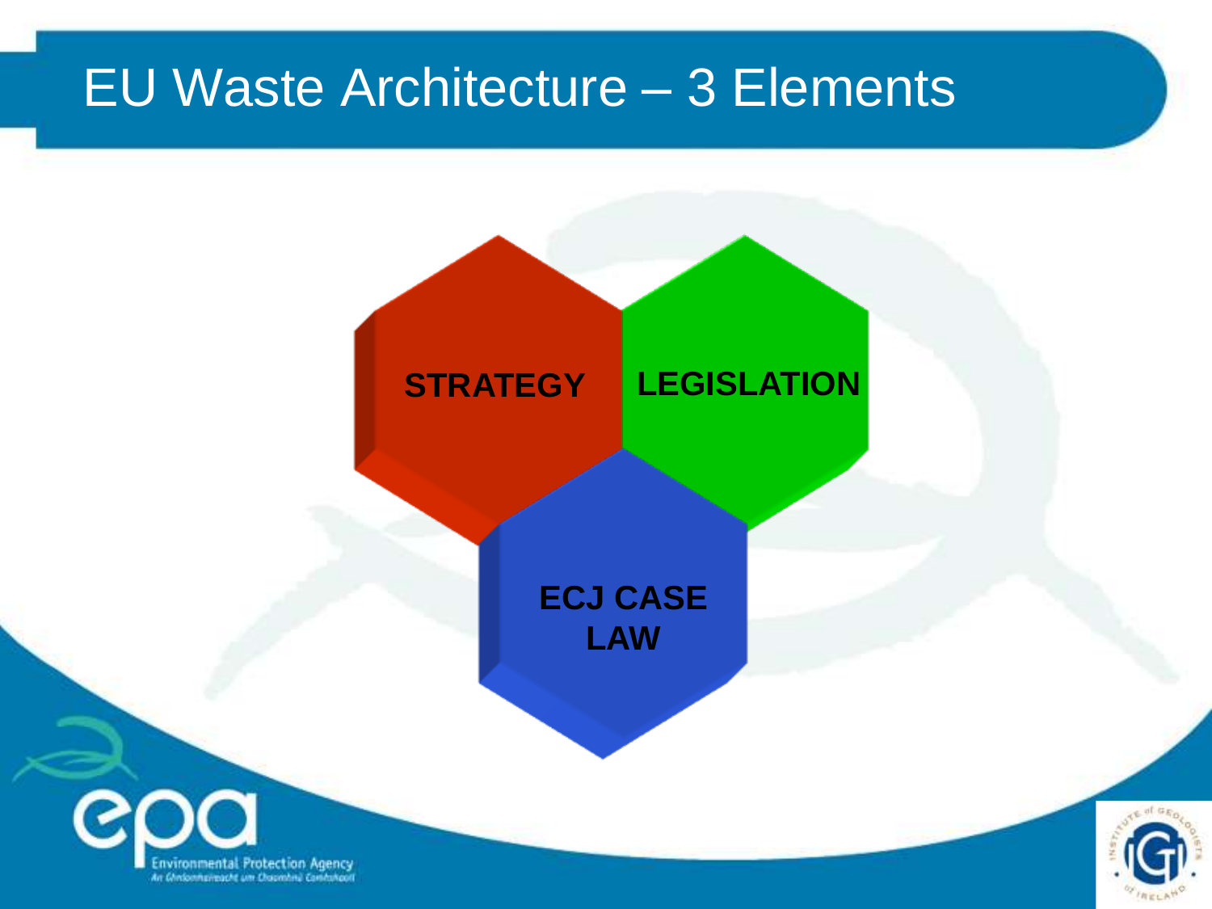# EU Waste Architecture – 3 Elements

- STRATEGY
- LEGISLATION
- ECJ CASE LAW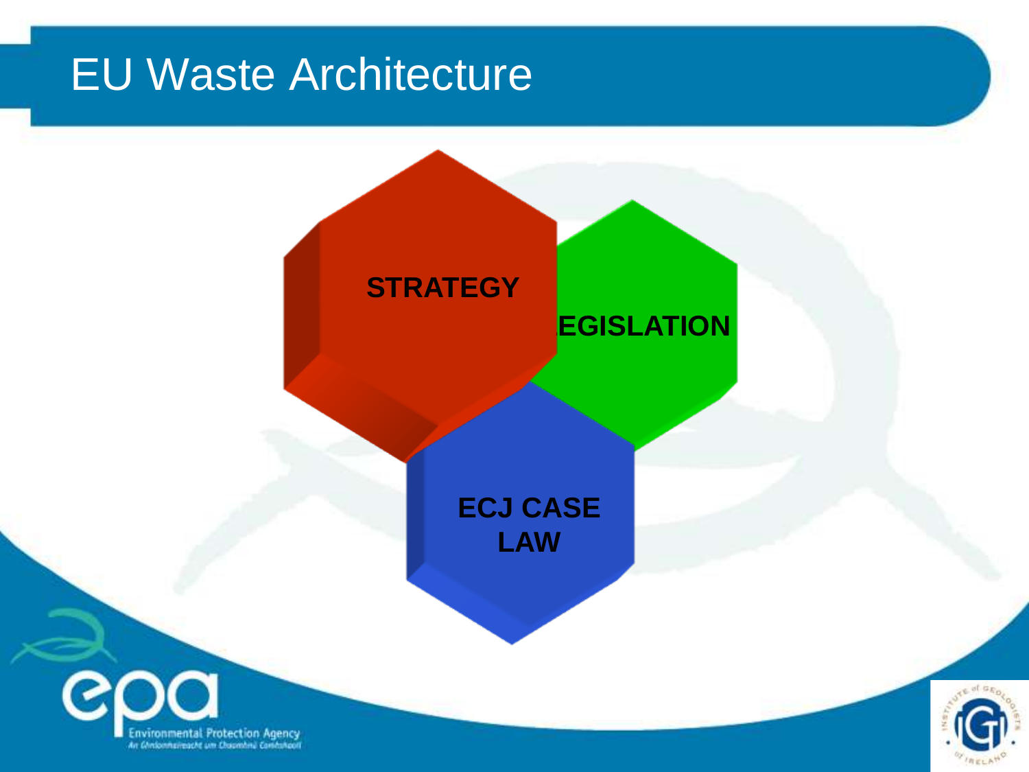# EU Waste Architecture

STRATEGY

LEGISLATION

ECJ CASE LAW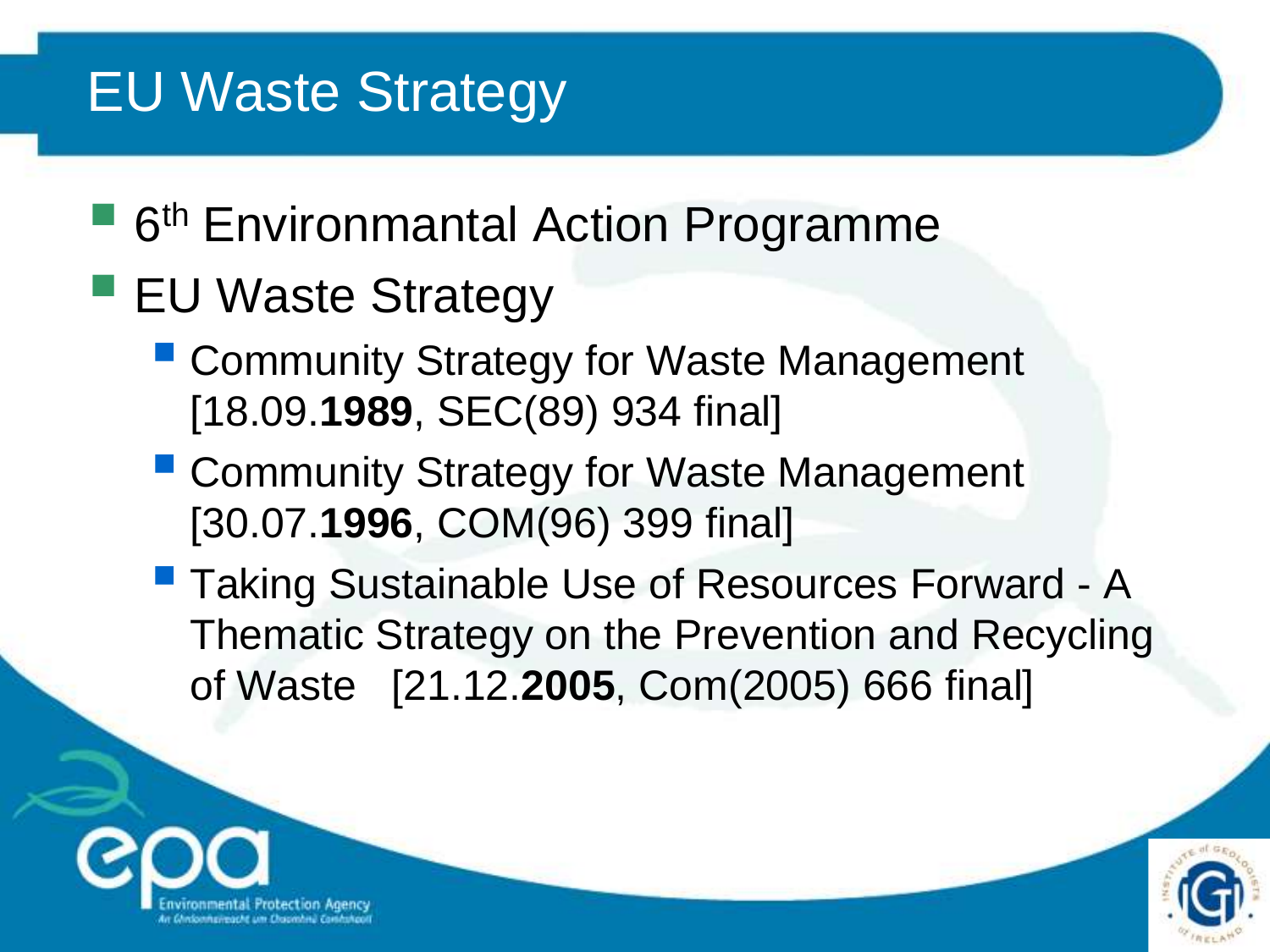# EU Waste Strategy

- 6th Environmantal Action Programme
- EU Waste Strategy
  - Community Strategy for Waste Management [18.09.**1989**, SEC(89) 934 final]
  - Community Strategy for Waste Management [30.07.**1996**, COM(96) 399 final]
  - Taking Sustainable Use of Resources Forward - A Thematic Strategy on the Prevention and Recycling of Waste [21.12.**2005**, Com(2005) 666 final]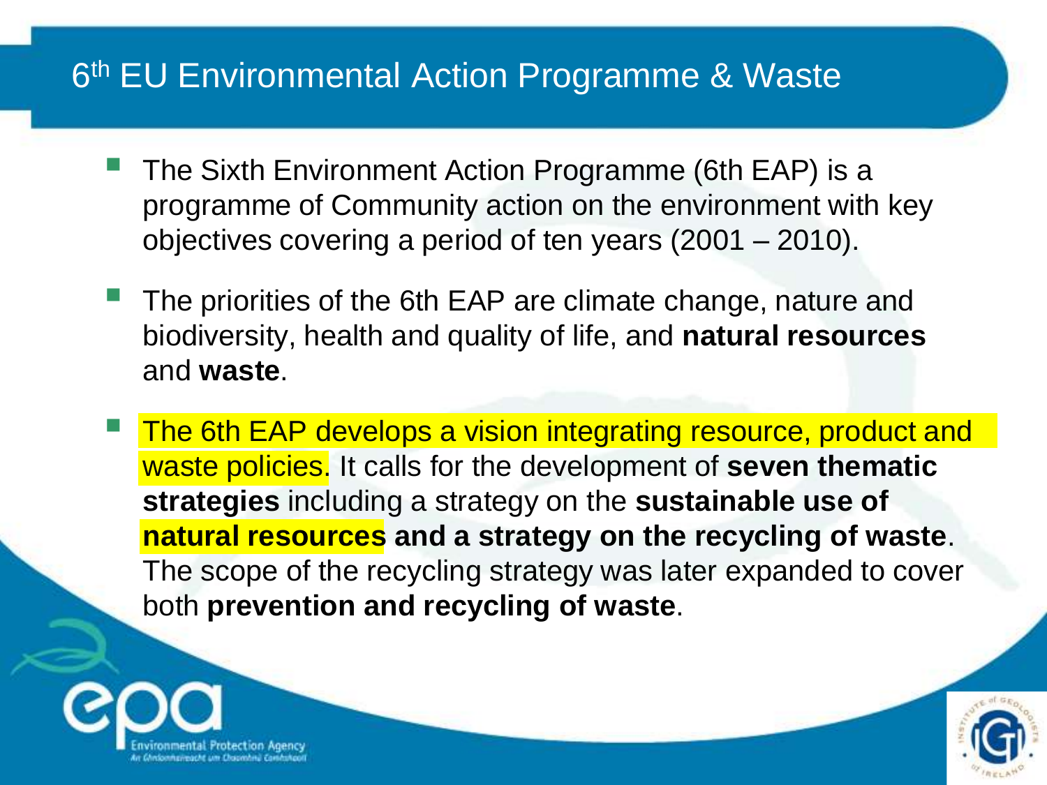# 6th EU Environmental Action Programme & Waste

- The Sixth Environment Action Programme (6th EAP) is a programme of Community action on the environment with key objectives covering a period of ten years (2001 – 2010).
- The priorities of the 6th EAP are climate change, nature and biodiversity, health and quality of life, and **natural resources** and **waste**.
- The 6th EAP develops a vision integrating resource, product and waste policies. It calls for the development of **seven thematic strategies** including a strategy on the **sustainable use of natural resources and a strategy on the recycling of waste**. The scope of the recycling strategy was later expanded to cover both **prevention and recycling of waste**.

Environmental Protection Agency
An Ghníomhaireacht um Chaomhnú Comhshaoil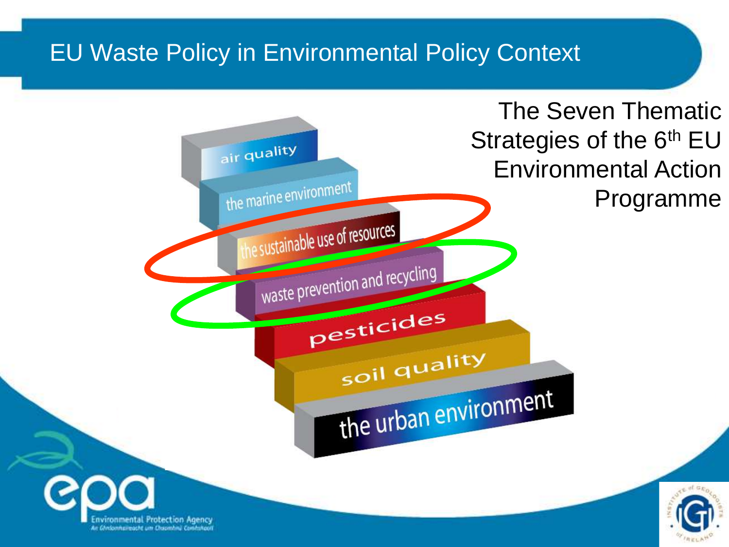# EU Waste Policy in Environmental Policy Context

The Seven Thematic Strategies of the 6th EU Environmental Action Programme

- air quality
- the marine environment
- the sustainable use of resources
- waste prevention and recycling
- pesticides
- soil quality
- the urban environment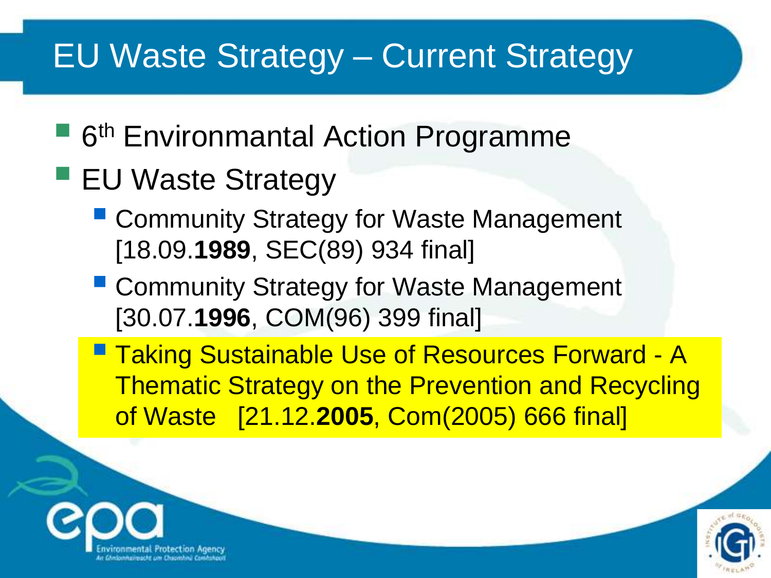# EU Waste Strategy – Current Strategy

- 6th Environmantal Action Programme
- EU Waste Strategy
  - Community Strategy for Waste Management [18.09.**1989**, SEC(89) 934 final]
  - Community Strategy for Waste Management [30.07.**1996**, COM(96) 399 final]
  - Taking Sustainable Use of Resources Forward - A Thematic Strategy on the Prevention and Recycling of Waste [21.12.**2005**, Com(2005) 666 final]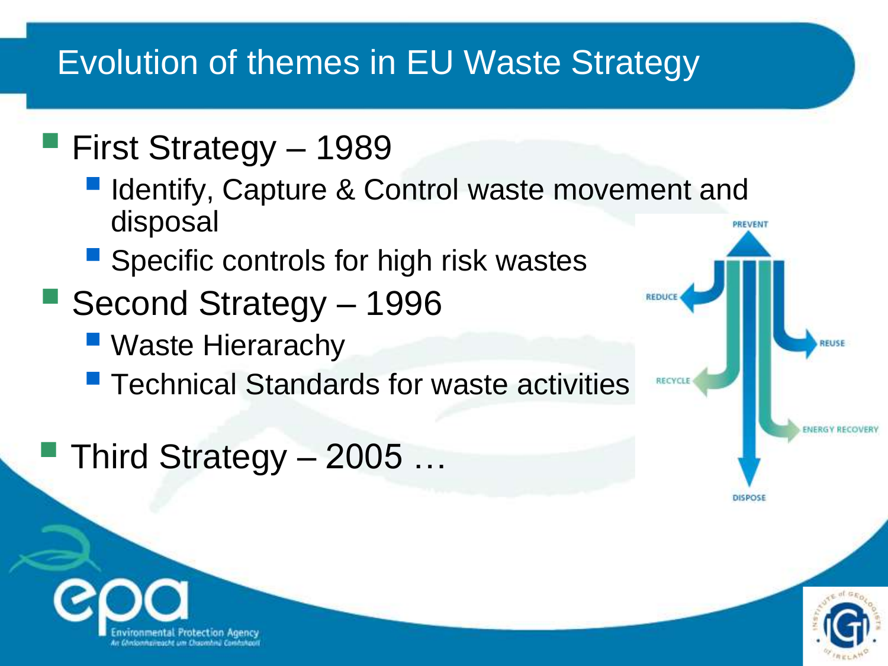# Evolution of themes in EU Waste Strategy

- First Strategy – 1989
  - Identify, Capture & Control waste movement and disposal
  - Specific controls for high risk wastes
- Second Strategy – 1996
  - Waste Hierararchy
  - Technical Standards for waste activities
- Third Strategy – 2005 …

PREVENT

REDUCE

REUSE

RECYCLE

ENERGY RECOVERY

DISPOSE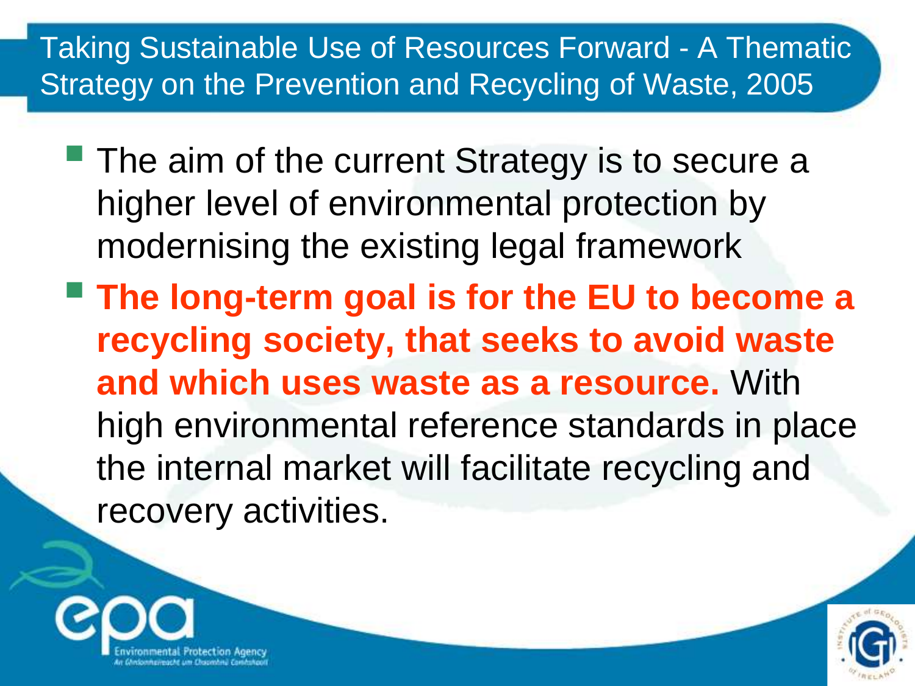## Taking Sustainable Use of Resources Forward - A Thematic Strategy on the Prevention and Recycling of Waste, 2005

- The aim of the current Strategy is to secure a higher level of environmental protection by modernising the existing legal framework
- **The long-term goal is for the EU to become a recycling society, that seeks to avoid waste and which uses waste as a resource.** With high environmental reference standards in place the internal market will facilitate recycling and recovery activities.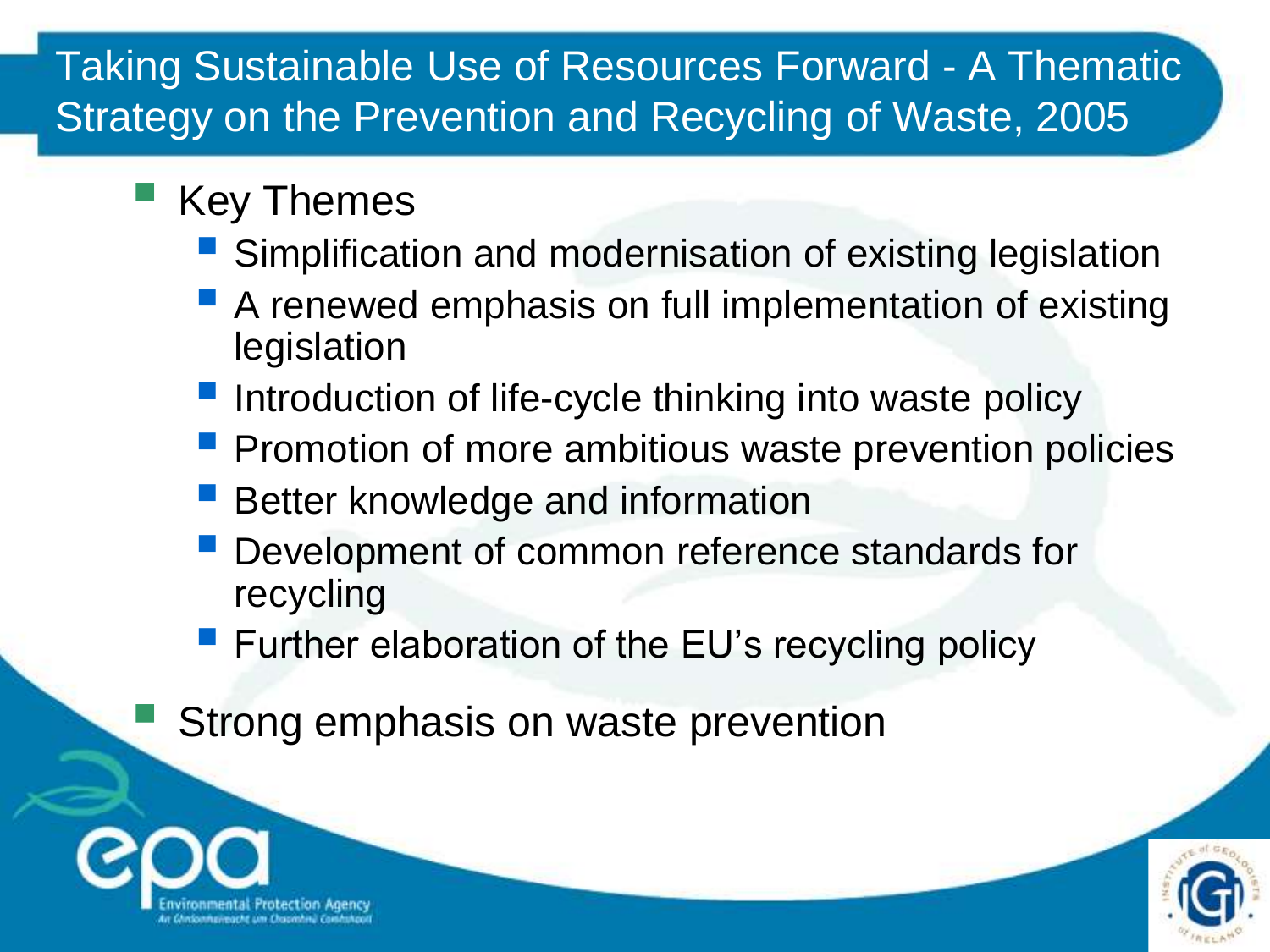# Taking Sustainable Use of Resources Forward - A Thematic Strategy on the Prevention and Recycling of Waste, 2005

- Key Themes
  - Simplification and modernisation of existing legislation
  - A renewed emphasis on full implementation of existing legislation
  - Introduction of life-cycle thinking into waste policy
  - Promotion of more ambitious waste prevention policies
  - Better knowledge and information
  - Development of common reference standards for recycling
  - Further elaboration of the EU's recycling policy
- Strong emphasis on waste prevention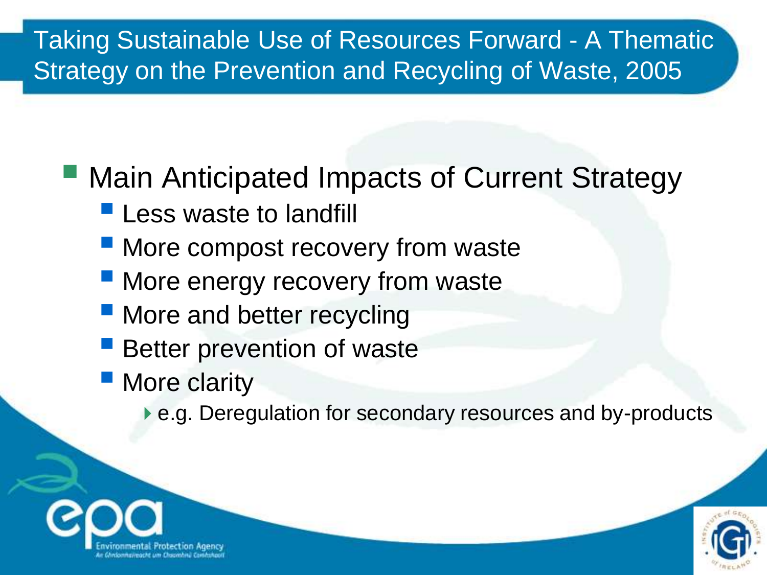# Taking Sustainable Use of Resources Forward - A Thematic Strategy on the Prevention and Recycling of Waste, 2005

- Main Anticipated Impacts of Current Strategy
  - Less waste to landfill
  - More compost recovery from waste
  - More energy recovery from waste
  - More and better recycling
  - Better prevention of waste
  - More clarity
    - e.g. Deregulation for secondary resources and by-products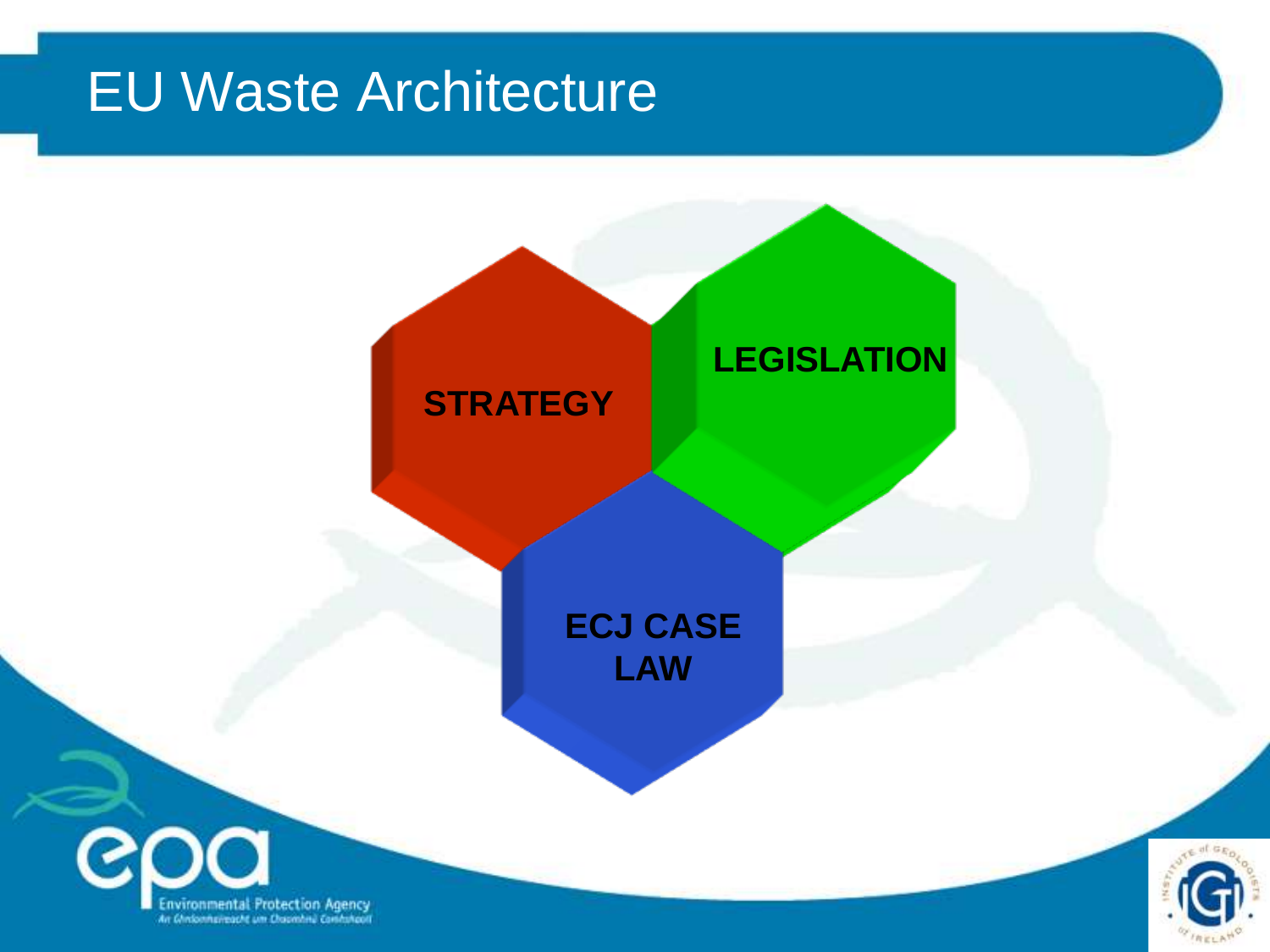# EU Waste Architecture

STRATEGY

LEGISLATION

ECJ CASE LAW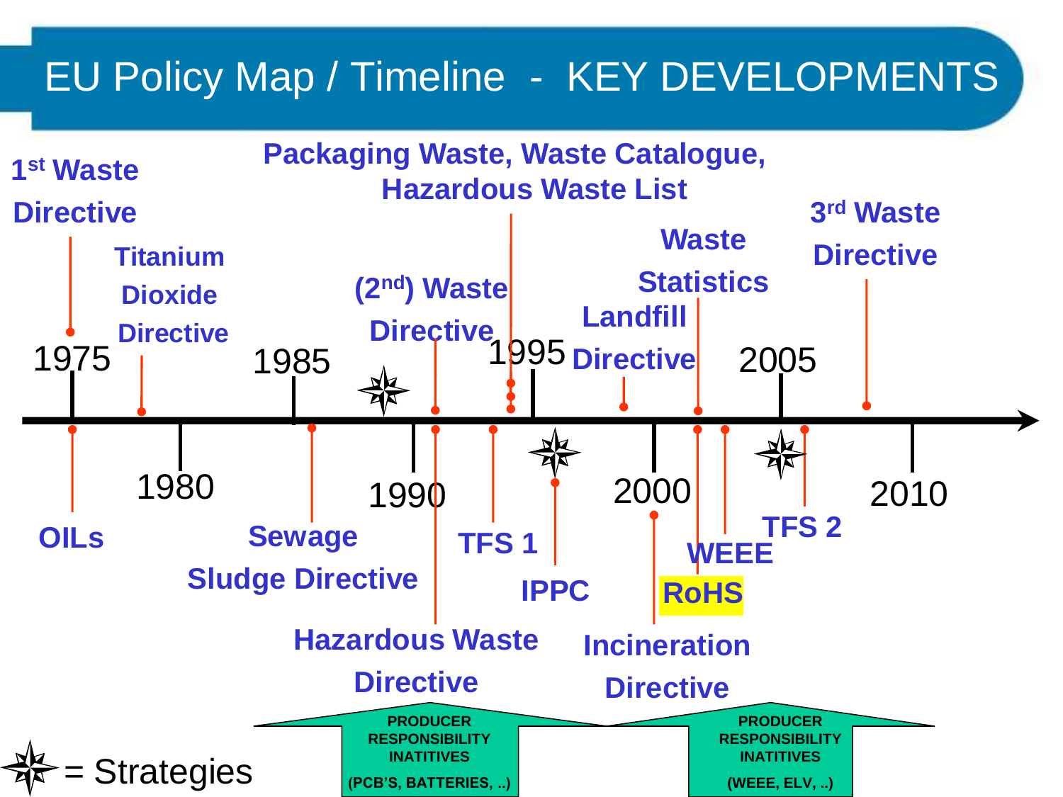# EU Policy Map / Timeline - KEY DEVELOPMENTS

**Above the timeline:**

- 1975 — **1st Waste Directive**
- **Titanium Dioxide Directive**
- **(2nd) Waste Directive**
- **Packaging Waste, Waste Catalogue, Hazardous Waste List**
- **Landfill Directive**
- **Waste Statistics**
- **3rd Waste Directive**

**Timeline:** 1975, 1980, 1985, 1990, 1995, 2000, 2005, 2010

**Below the timeline:**

- **OILs**
- **Sewage Sludge Directive**
- **Hazardous Waste Directive**
- **TFS 1**
- **IPPC**
- **Incineration Directive**
- **RoHS**
- **WEEE**
- **TFS 2**

**PRODUCER RESPONSIBILITY INATITIVES (PCB'S, BATTERIES, ..)**

**PRODUCER RESPONSIBILITY INATITIVES (WEEE, ELV, ..)**

✦ = Strategies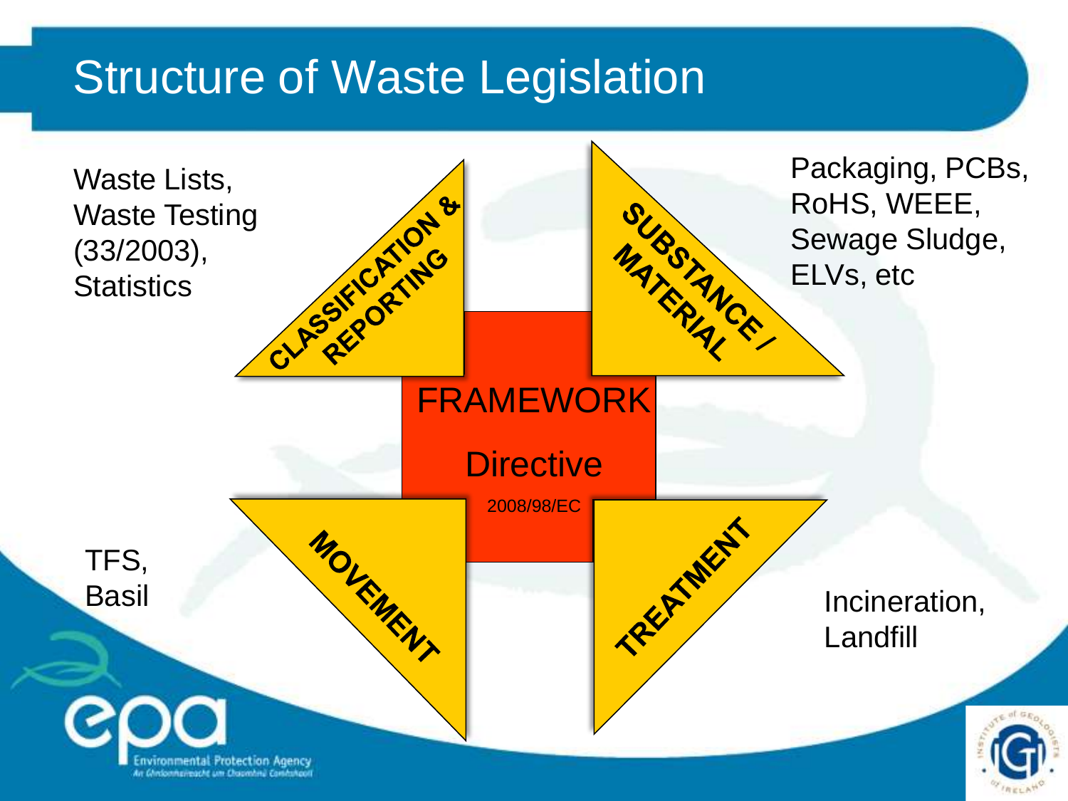# Structure of Waste Legislation

**FRAMEWORK Directive** 2008/98/EC

- **CLASSIFICATION & REPORTING**: Waste Lists, Waste Testing (33/2003), Statistics
- **SUBSTANCE / MATERIAL**: Packaging, PCBs, RoHS, WEEE, Sewage Sludge, ELVs, etc
- **MOVEMENT**: TFS, Basil
- **TREATMENT**: Incineration, Landfill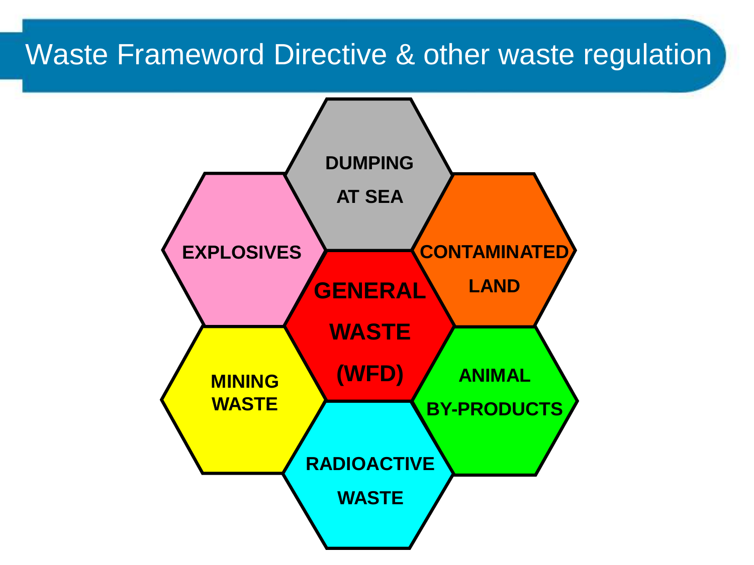# Waste Frameword Directive & other waste regulation

- DUMPING AT SEA
- EXPLOSIVES
- CONTAMINATED LAND
- GENERAL WASTE (WFD)
- MINING WASTE
- ANIMAL BY-PRODUCTS
- RADIOACTIVE WASTE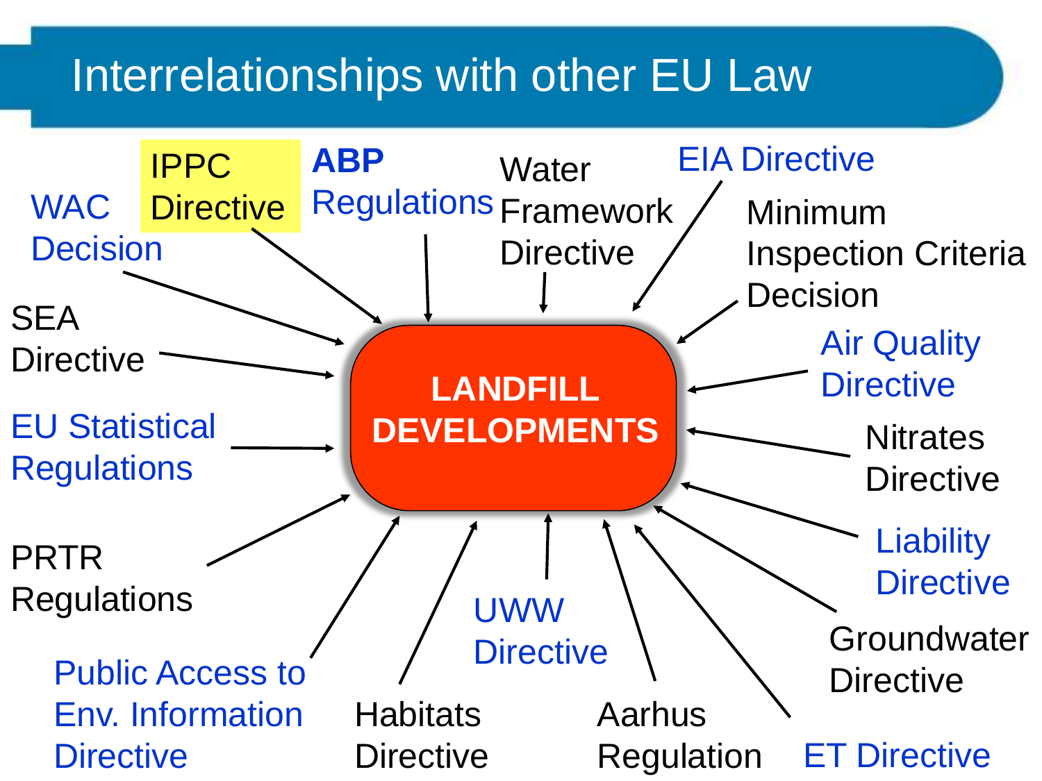# Interrelationships with other EU Law

**LANDFILL DEVELOPMENTS**

- IPPC Directive
- **ABP** Regulations
- Water Framework Directive
- EIA Directive
- Minimum Inspection Criteria Decision
- Air Quality Directive
- Nitrates Directive
- Liability Directive
- Groundwater Directive
- ET Directive
- Aarhus Regulation
- UWW Directive
- Habitats Directive
- Public Access to Env. Information Directive
- PRTR Regulations
- EU Statistical Regulations
- SEA Directive
- WAC Decision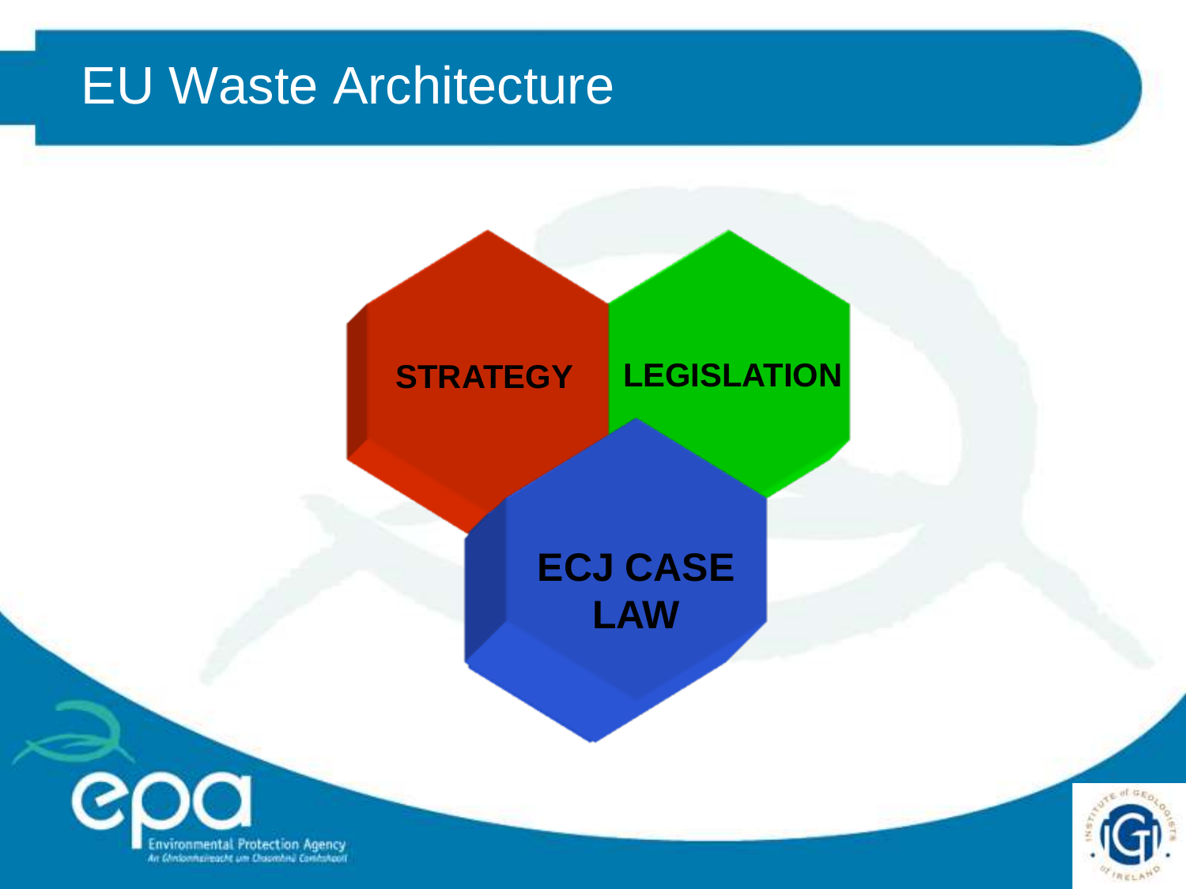# EU Waste Architecture

STRATEGY

LEGISLATION

ECJ CASE LAW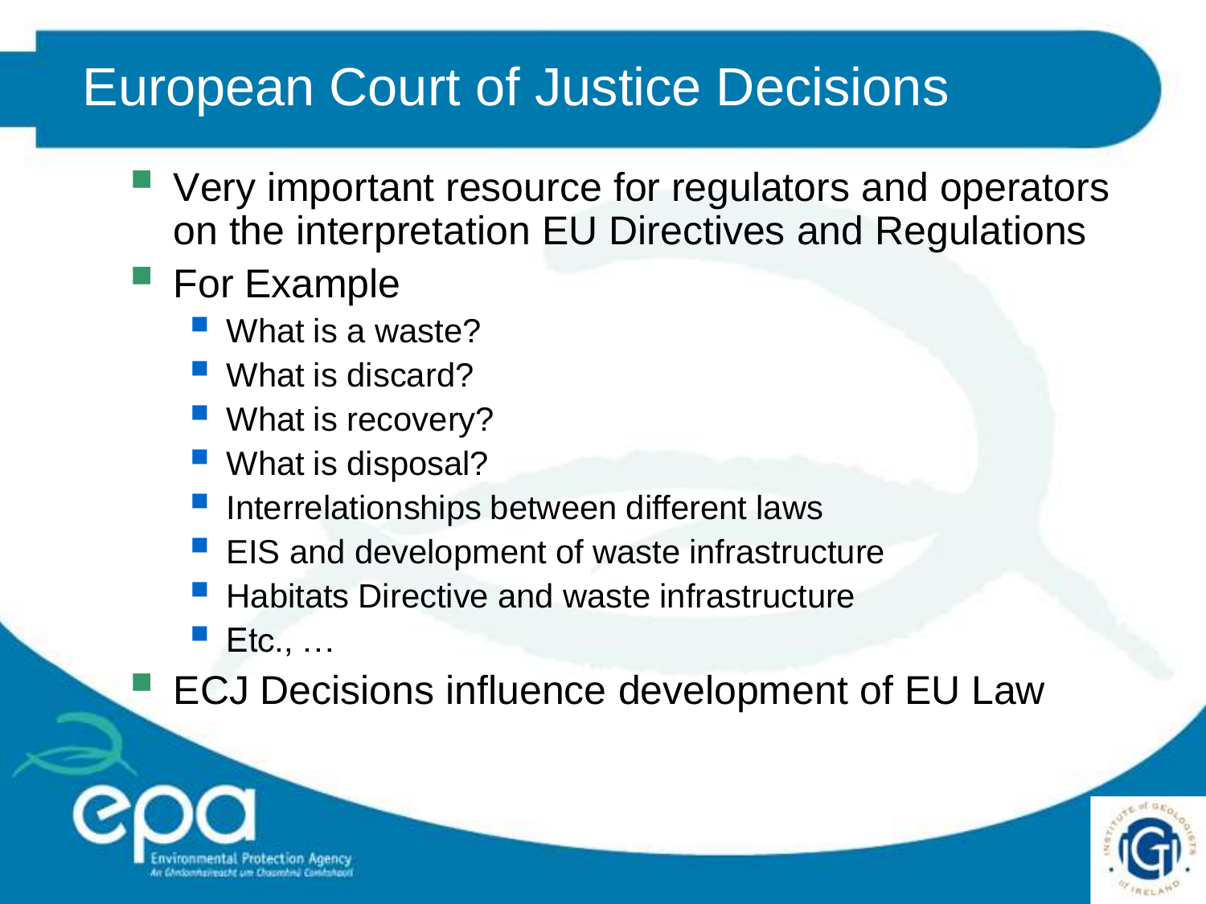# European Court of Justice Decisions

- Very important resource for regulators and operators on the interpretation EU Directives and Regulations
- For Example
  - What is a waste?
  - What is discard?
  - What is recovery?
  - What is disposal?
  - Interrelationships between different laws
  - EIS and development of waste infrastructure
  - Habitats Directive and waste infrastructure
  - Etc., …
- ECJ Decisions influence development of EU Law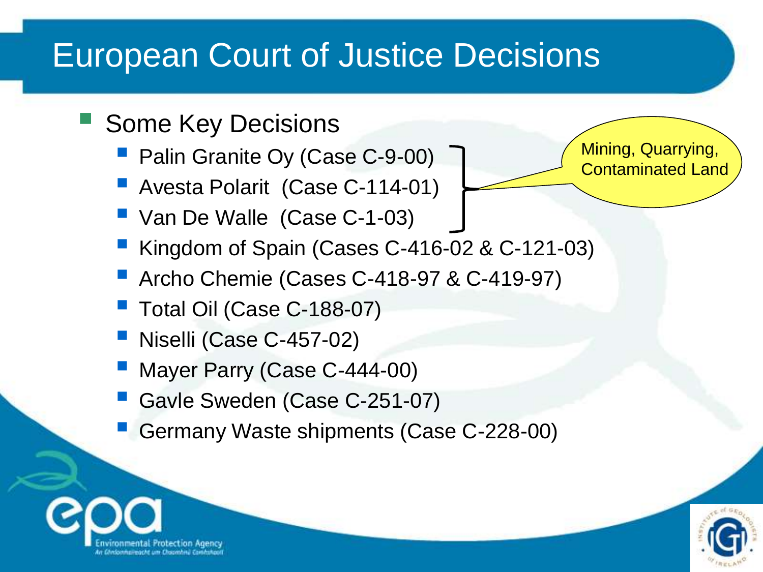# European Court of Justice Decisions

- Some Key Decisions
  - Palin Granite Oy (Case C-9-00)
  - Avesta Polarit (Case C-114-01)
  - Van De Walle (Case C-1-03)
  - Kingdom of Spain (Cases C-416-02 & C-121-03)
  - Archo Chemie (Cases C-418-97 & C-419-97)
  - Total Oil (Case C-188-07)
  - Niselli (Case C-457-02)
  - Mayer Parry (Case C-444-00)
  - Gavle Sweden (Case C-251-07)
  - Germany Waste shipments (Case C-228-00)

Mining, Quarrying, Contaminated Land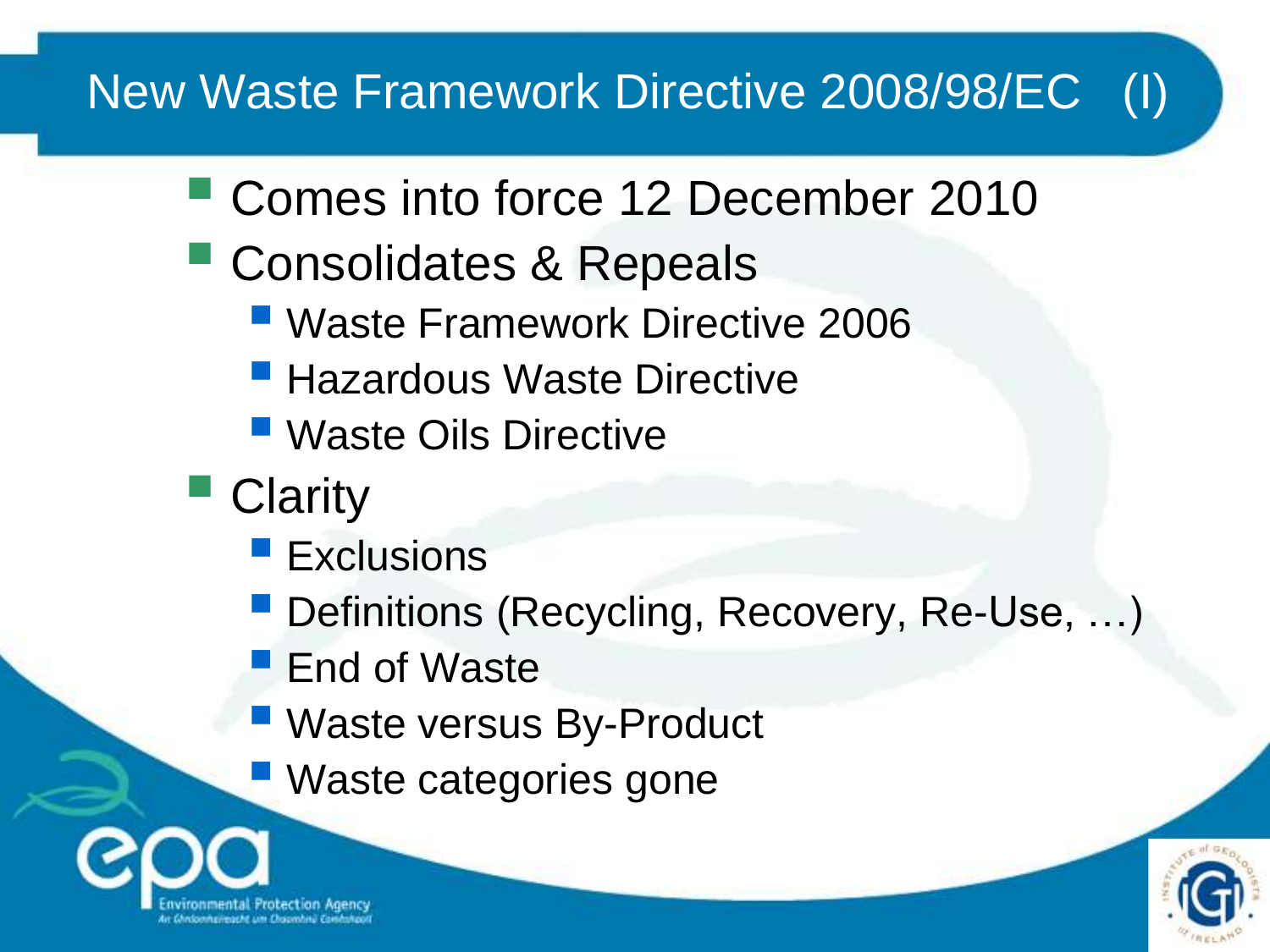# New Waste Framework Directive 2008/98/EC (I)

- Comes into force 12 December 2010
- Consolidates & Repeals
  - Waste Framework Directive 2006
  - Hazardous Waste Directive
  - Waste Oils Directive
- Clarity
  - Exclusions
  - Definitions (Recycling, Recovery, Re-Use, …)
  - End of Waste
  - Waste versus By-Product
  - Waste categories gone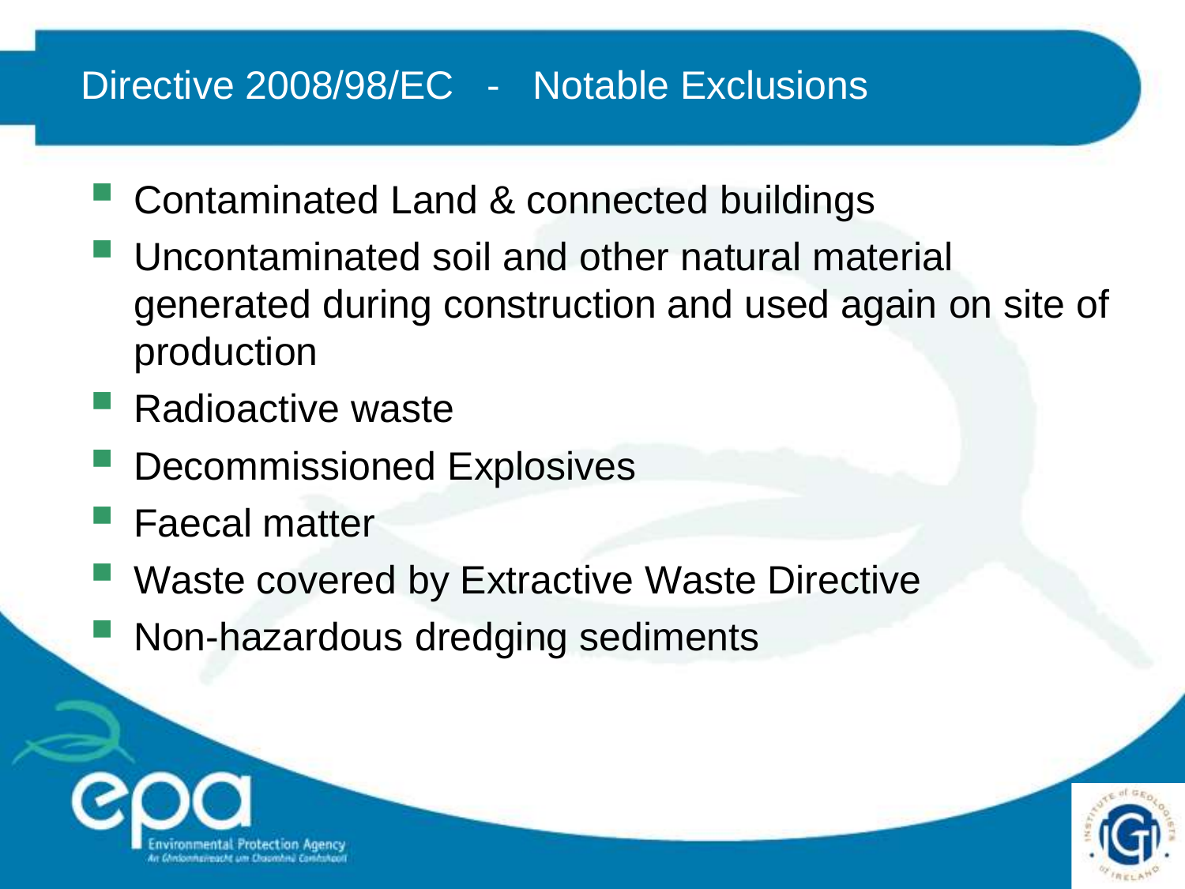# Directive 2008/98/EC - Notable Exclusions

- Contaminated Land & connected buildings
- Uncontaminated soil and other natural material generated during construction and used again on site of production
- Radioactive waste
- Decommissioned Explosives
- Faecal matter
- Waste covered by Extractive Waste Directive
- Non-hazardous dredging sediments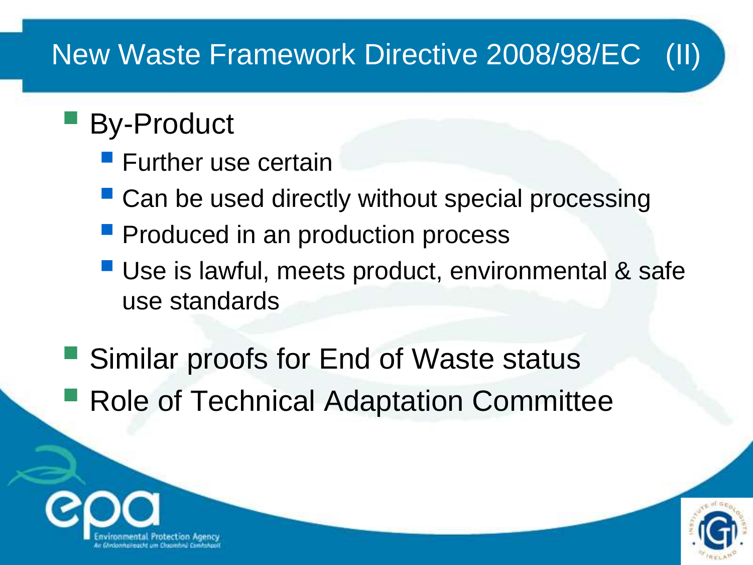# New Waste Framework Directive 2008/98/EC (II)

- By-Product
  - Further use certain
  - Can be used directly without special processing
  - Produced in an production process
  - Use is lawful, meets product, environmental & safe use standards
- Similar proofs for End of Waste status
- Role of Technical Adaptation Committee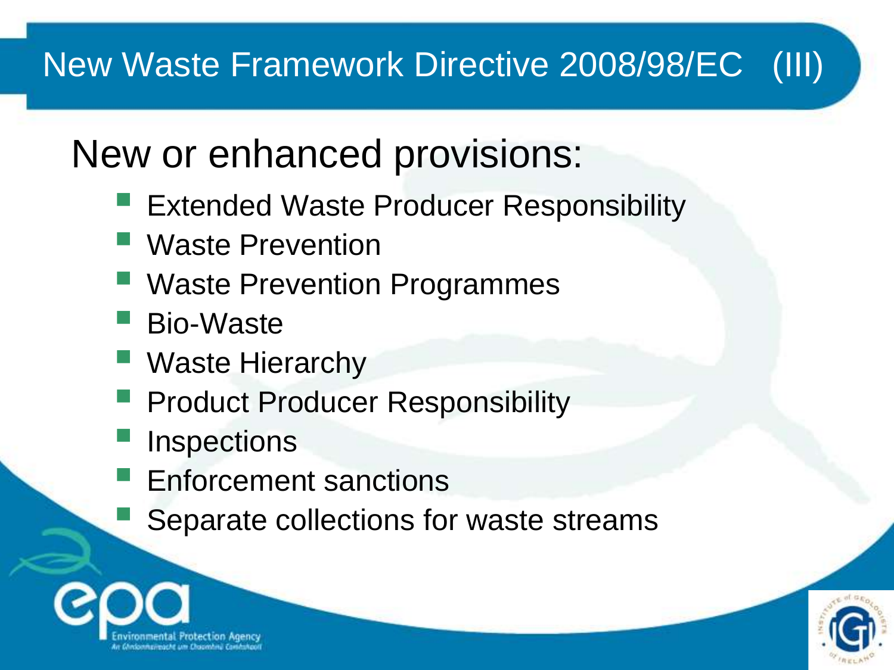# New Waste Framework Directive 2008/98/EC (III)

## New or enhanced provisions:

- Extended Waste Producer Responsibility
- Waste Prevention
- Waste Prevention Programmes
- Bio-Waste
- Waste Hierarchy
- Product Producer Responsibility
- Inspections
- Enforcement sanctions
- Separate collections for waste streams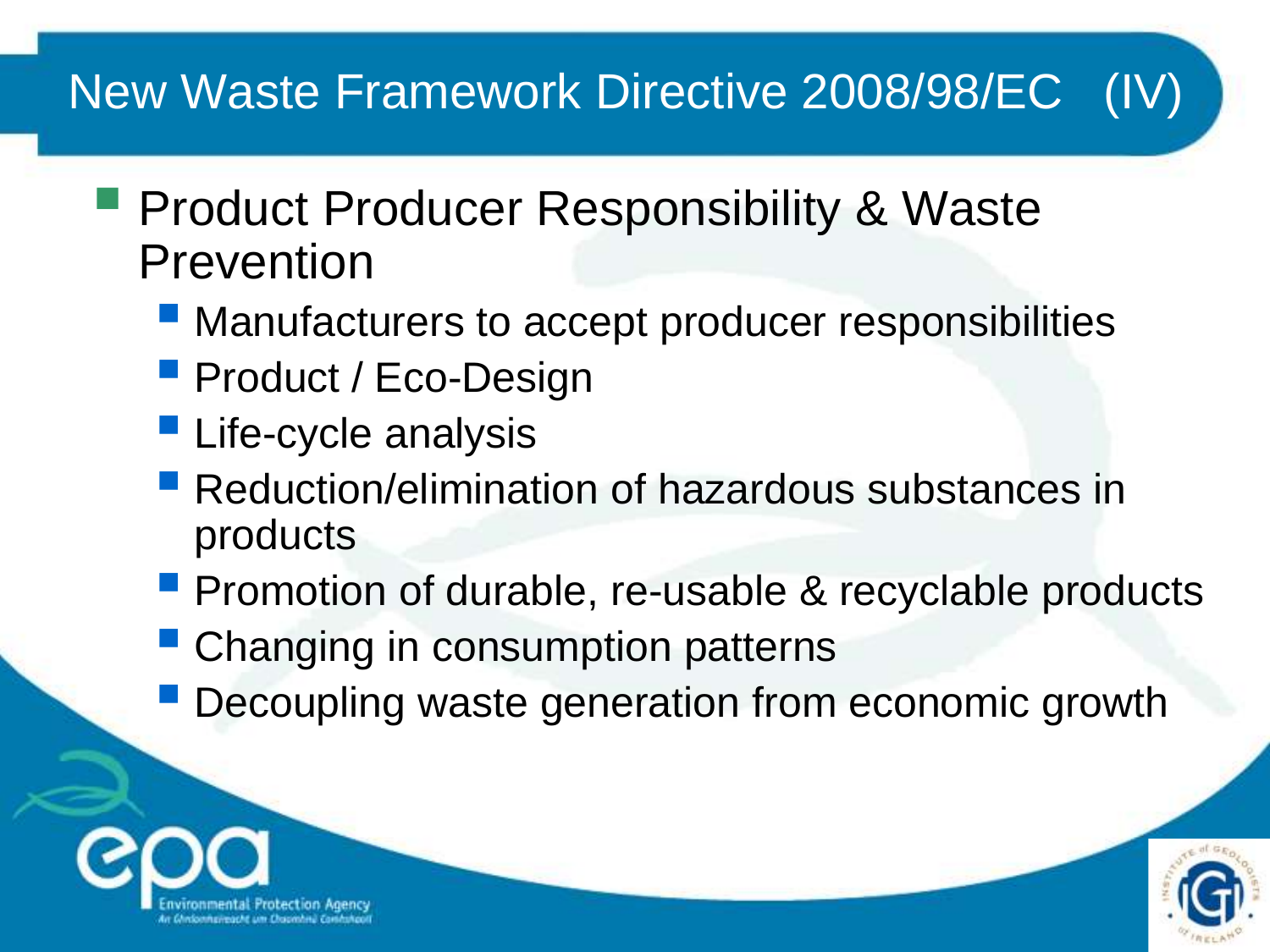# New Waste Framework Directive 2008/98/EC (IV)

- Product Producer Responsibility & Waste Prevention
  - Manufacturers to accept producer responsibilities
  - Product / Eco-Design
  - Life-cycle analysis
  - Reduction/elimination of hazardous substances in products
  - Promotion of durable, re-usable & recyclable products
  - Changing in consumption patterns
  - Decoupling waste generation from economic growth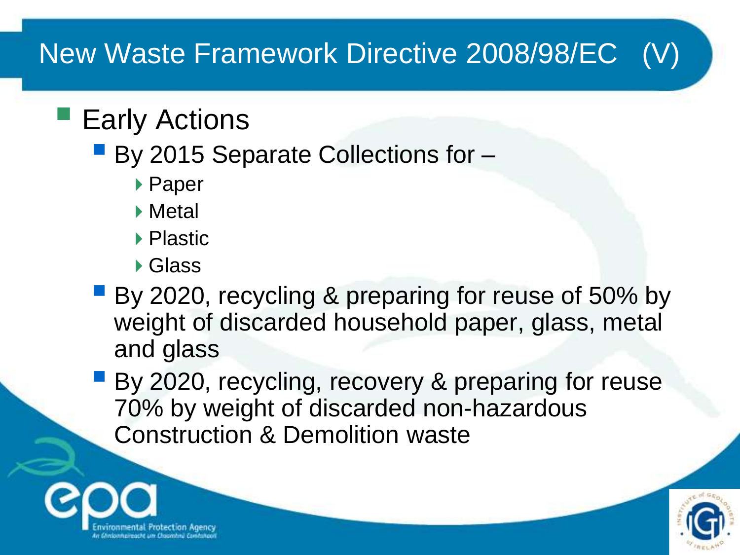# New Waste Framework Directive 2008/98/EC (V)

- Early Actions
  - By 2015 Separate Collections for –
    - Paper
    - Metal
    - Plastic
    - Glass
  - By 2020, recycling & preparing for reuse of 50% by weight of discarded household paper, glass, metal and glass
  - By 2020, recycling, recovery & preparing for reuse 70% by weight of discarded non-hazardous Construction & Demolition waste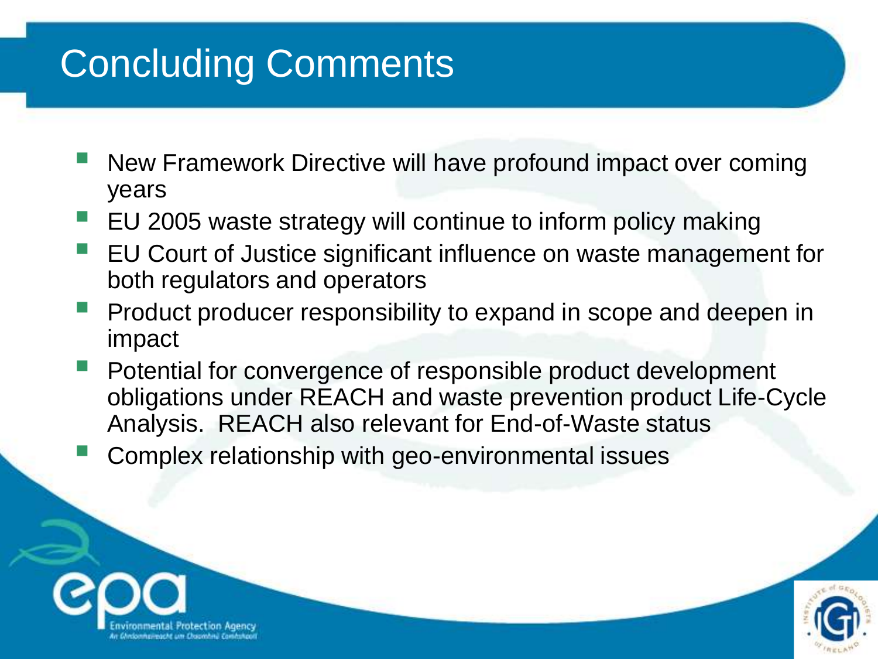# Concluding Comments

- New Framework Directive will have profound impact over coming years
- EU 2005 waste strategy will continue to inform policy making
- EU Court of Justice significant influence on waste management for both regulators and operators
- Product producer responsibility to expand in scope and deepen in impact
- Potential for convergence of responsible product development obligations under REACH and waste prevention product Life-Cycle Analysis. REACH also relevant for End-of-Waste status
- Complex relationship with geo-environmental issues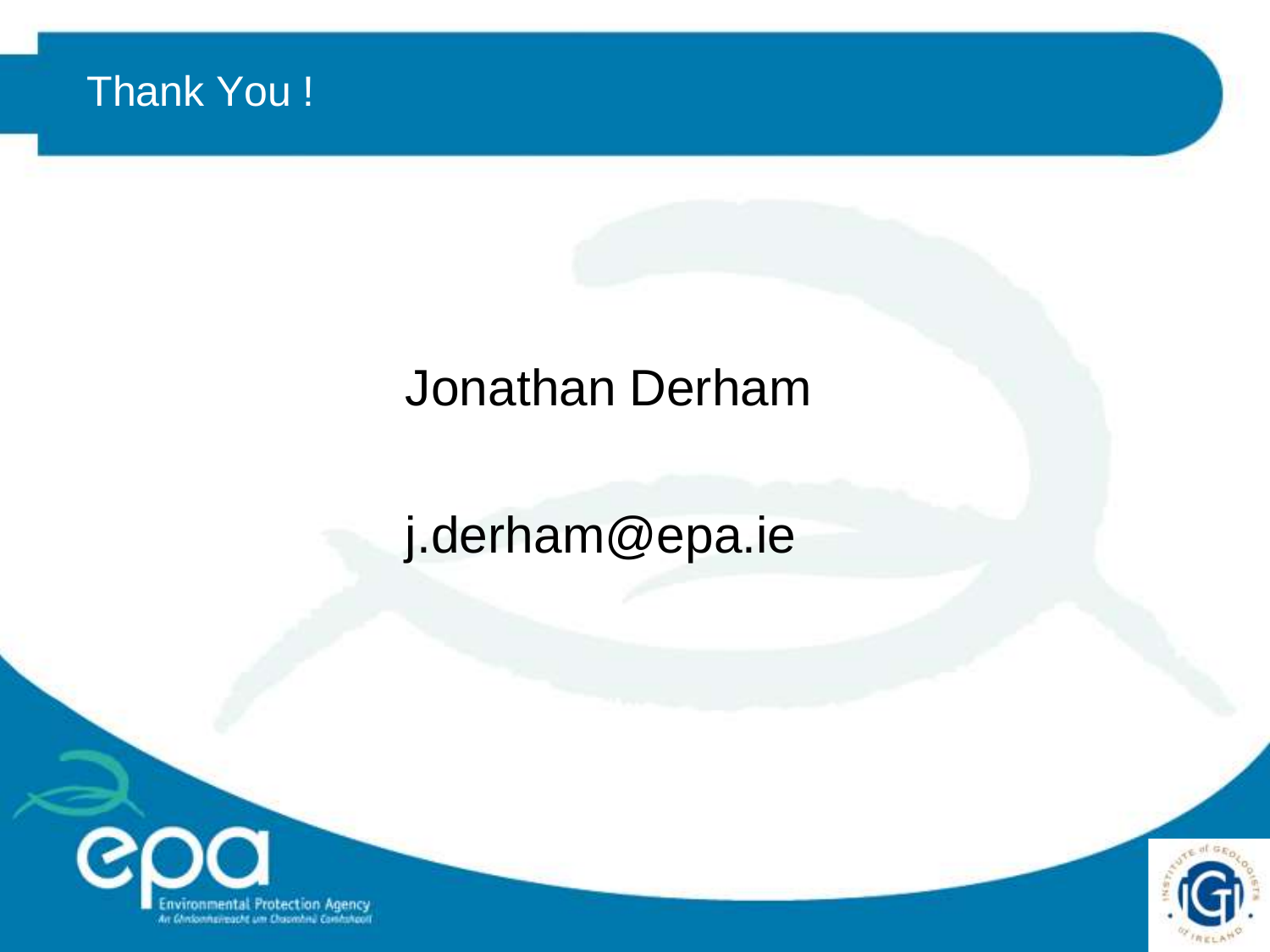# Thank You !

Jonathan Derham

j.derham@epa.ie

Environmental Protection Agency

An Ghníomhaireacht um Chaomhnú Comhshaoil